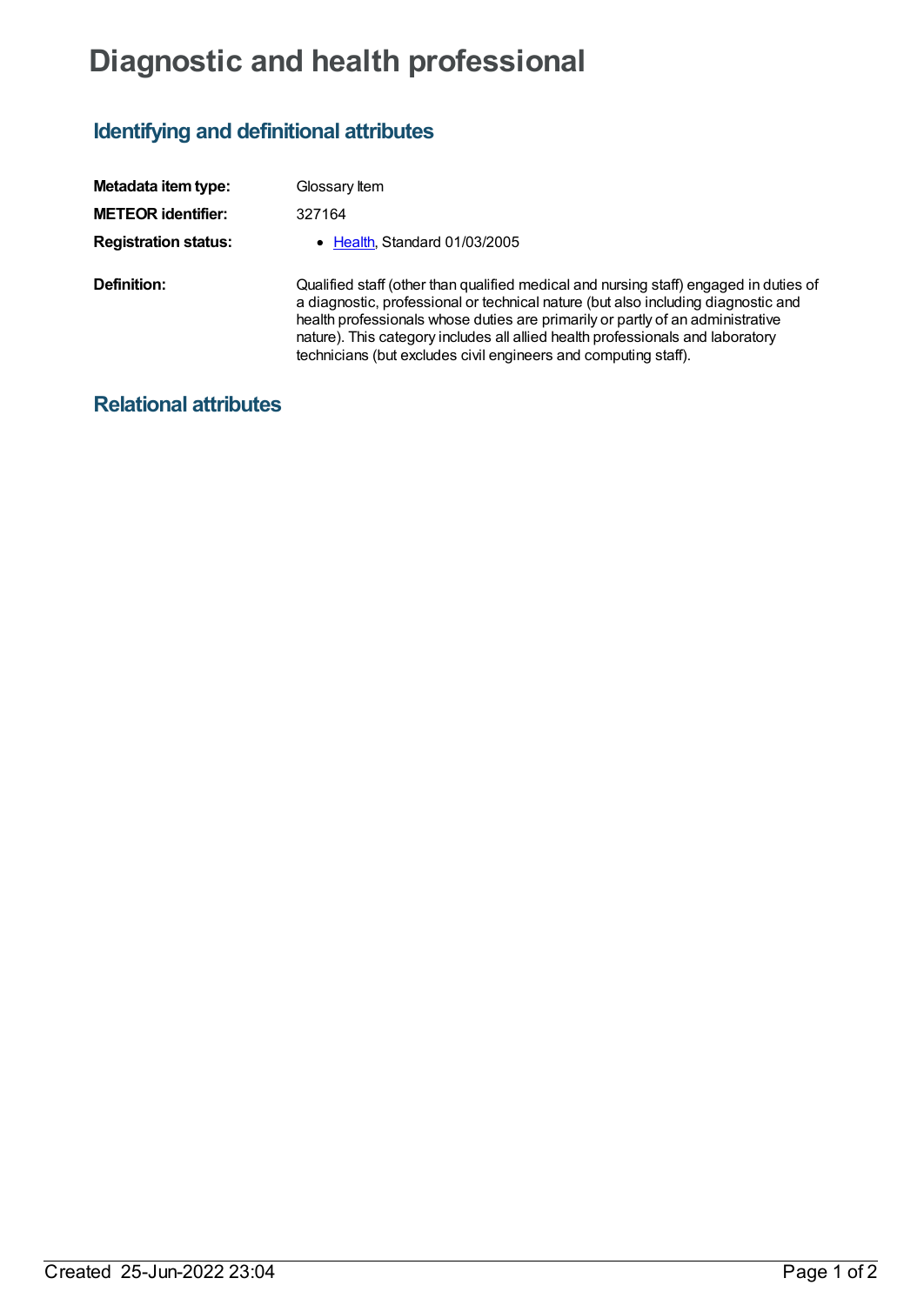# Diagnostic and health professional

## Identifying and definitional attributes

| | |
|---|---|
| **Metadata item type:** | Glossary Item |
| **METEOR identifier:** | 327164 |
| **Registration status:** | • Health, Standard 01/03/2005 |
| **Definition:** | Qualified staff (other than qualified medical and nursing staff) engaged in duties of a diagnostic, professional or technical nature (but also including diagnostic and health professionals whose duties are primarily or partly of an administrative nature). This category includes all allied health professionals and laboratory technicians (but excludes civil engineers and computing staff). |

## Relational attributes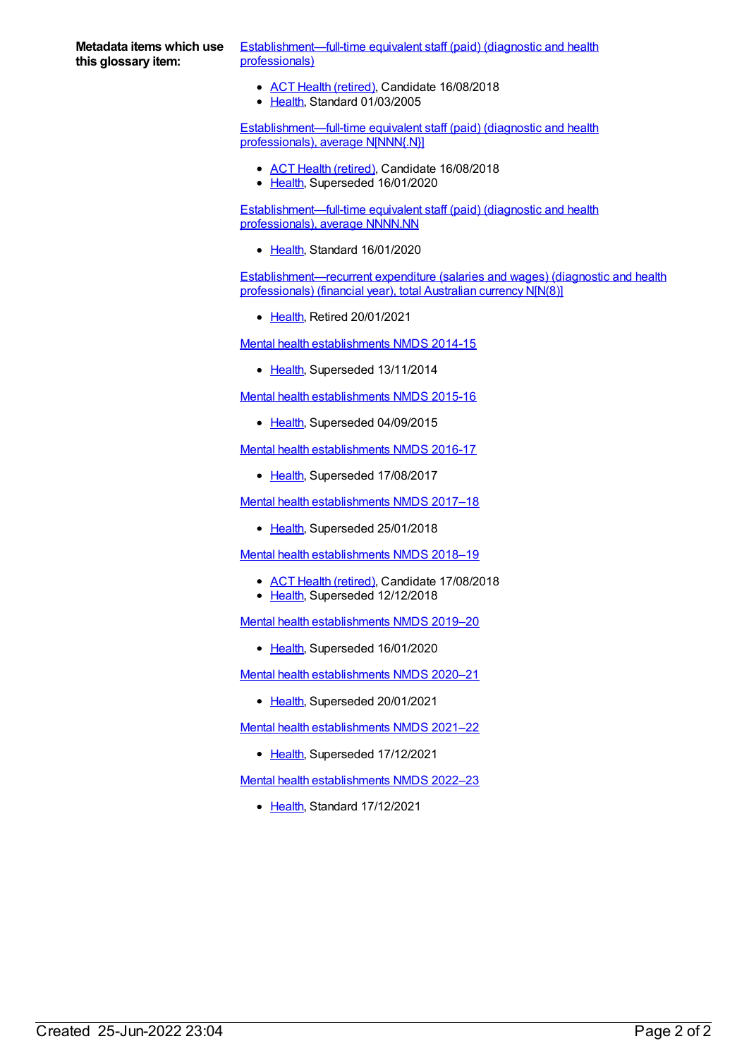**Metadata items which use this glossary item:**

Establishment—full-time equivalent staff (paid) (diagnostic and health professionals)

- ACT Health (retired), Candidate 16/08/2018
- Health, Standard 01/03/2005

Establishment—full-time equivalent staff (paid) (diagnostic and health professionals), average N[NNN{.N}]

- ACT Health (retired), Candidate 16/08/2018
- Health, Superseded 16/01/2020

Establishment—full-time equivalent staff (paid) (diagnostic and health professionals), average NNNN.NN

- Health, Standard 16/01/2020

Establishment—recurrent expenditure (salaries and wages) (diagnostic and health professionals) (financial year), total Australian currency N[N(8)]

- Health, Retired 20/01/2021

Mental health establishments NMDS 2014-15

- Health, Superseded 13/11/2014

Mental health establishments NMDS 2015-16

- Health, Superseded 04/09/2015

Mental health establishments NMDS 2016-17

- Health, Superseded 17/08/2017

Mental health establishments NMDS 2017–18

- Health, Superseded 25/01/2018

Mental health establishments NMDS 2018–19

- ACT Health (retired), Candidate 17/08/2018
- Health, Superseded 12/12/2018

Mental health establishments NMDS 2019–20

- Health, Superseded 16/01/2020

Mental health establishments NMDS 2020–21

- Health, Superseded 20/01/2021

Mental health establishments NMDS 2021–22

- Health, Superseded 17/12/2021

Mental health establishments NMDS 2022–23

- Health, Standard 17/12/2021